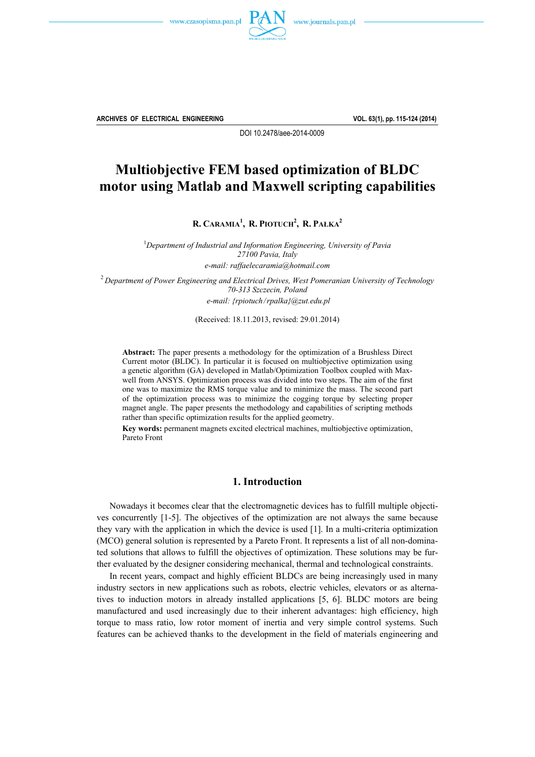DOI 10.2478/aee-2014-0009

# Multiobjective FEM based optimization of BLDC motor using Matlab and Maxwell scripting capabilities

**R. Caramia[1], R. Piotuch[2], R. Pałka[2]**

[1]*Department of Industrial and Information Engineering, University of Pavia*
*27100 Pavia, Italy*
*e-mail: raffaelecaramia@hotmail.com*

[2]*Department of Power Engineering and Electrical Drives, West Pomeranian University of Technology*
*70-313 Szczecin, Poland*
*e-mail: {rpiotuch/rpalka}@zut.edu.pl*

(Received: 18.11.2013, revised: 29.01.2014)

**Abstract:** The paper presents a methodology for the optimization of a Brushless Direct Current motor (BLDC). In particular it is focused on multiobjective optimization using a genetic algorithm (GA) developed in Matlab/Optimization Toolbox coupled with Maxwell from ANSYS. Optimization process was divided into two steps. The aim of the first one was to maximize the RMS torque value and to minimize the mass. The second part of the optimization process was to minimize the cogging torque by selecting proper magnet angle. The paper presents the methodology and capabilities of scripting methods rather than specific optimization results for the applied geometry.

**Key words:** permanent magnets excited electrical machines, multiobjective optimization, Pareto Front

## 1. Introduction

Nowadays it becomes clear that the electromagnetic devices has to fulfill multiple objectives concurrently [1-5]. The objectives of the optimization are not always the same because they vary with the application in which the device is used [1]. In a multi-criteria optimization (MCO) general solution is represented by a Pareto Front. It represents a list of all non-dominated solutions that allows to fulfill the objectives of optimization. These solutions may be further evaluated by the designer considering mechanical, thermal and technological constraints.

In recent years, compact and highly efficient BLDCs are being increasingly used in many industry sectors in new applications such as robots, electric vehicles, elevators or as alternatives to induction motors in already installed applications [5, 6]. BLDC motors are being manufactured and used increasingly due to their inherent advantages: high efficiency, high torque to mass ratio, low rotor moment of inertia and very simple control systems. Such features can be achieved thanks to the development in the field of materials engineering and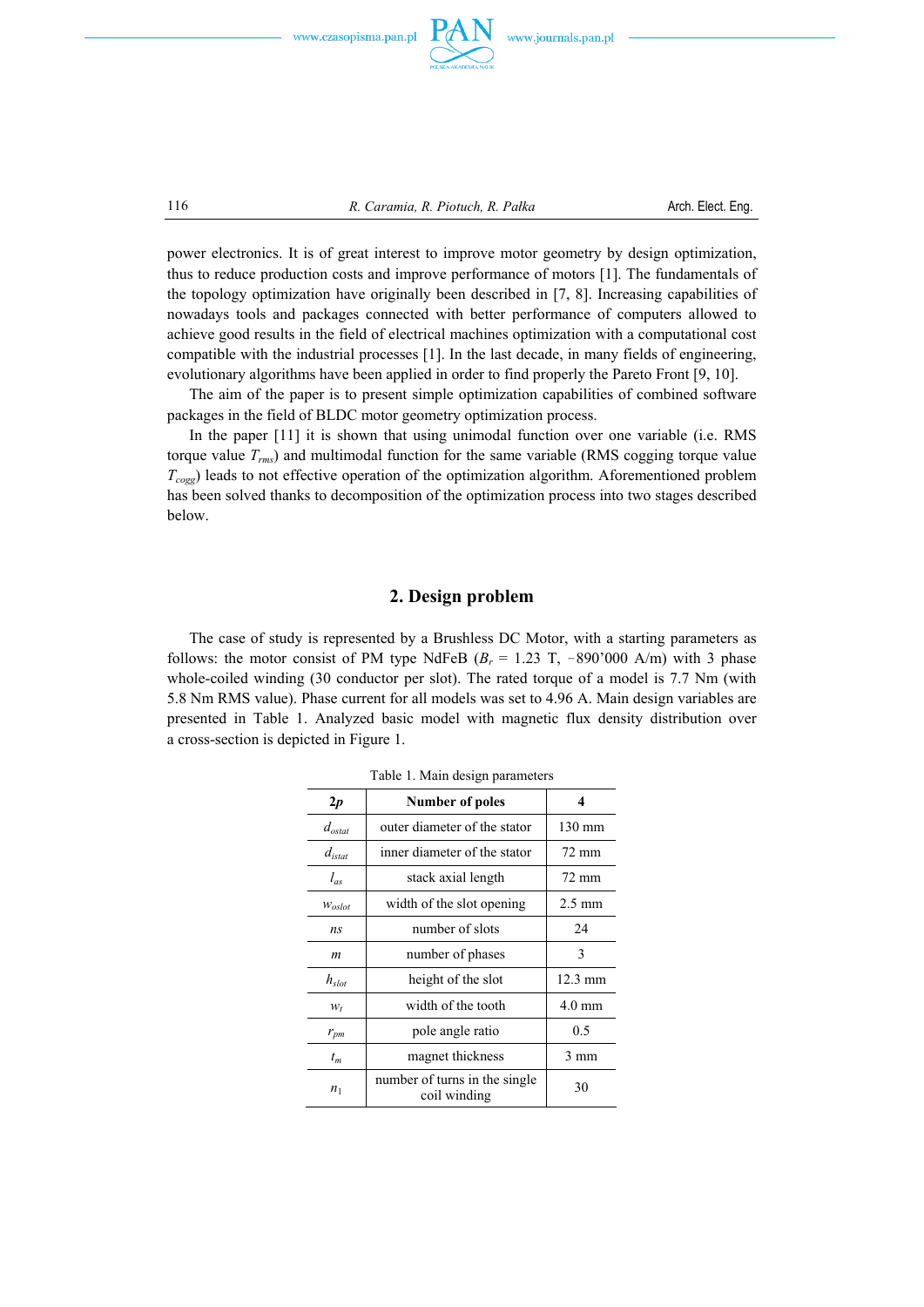power electronics. It is of great interest to improve motor geometry by design optimization, thus to reduce production costs and improve performance of motors [1]. The fundamentals of the topology optimization have originally been described in [7, 8]. Increasing capabilities of nowadays tools and packages connected with better performance of computers allowed to achieve good results in the field of electrical machines optimization with a computational cost compatible with the industrial processes [1]. In the last decade, in many fields of engineering, evolutionary algorithms have been applied in order to find properly the Pareto Front [9, 10].

The aim of the paper is to present simple optimization capabilities of combined software packages in the field of BLDC motor geometry optimization process.

In the paper [11] it is shown that using unimodal function over one variable (i.e. RMS torque value $T_{rms}$) and multimodal function for the same variable (RMS cogging torque value $T_{cogg}$) leads to not effective operation of the optimization algorithm. Aforementioned problem has been solved thanks to decomposition of the optimization process into two stages described below.

## 2. Design problem

The case of study is represented by a Brushless DC Motor, with a starting parameters as follows: the motor consist of PM type NdFeB ($B_r$ = 1.23 T, –890'000 A/m) with 3 phase whole-coiled winding (30 conductor per slot). The rated torque of a model is 7.7 Nm (with 5.8 Nm RMS value). Phase current for all models was set to 4.96 A. Main design variables are presented in Table 1. Analyzed basic model with magnetic flux density distribution over a cross-section is depicted in Figure 1.

Table 1. Main design parameters

| $2p$ | **Number of poles** | **4** |
|---|---|---|
| $d_{ostat}$ | outer diameter of the stator | 130 mm |
| $d_{istat}$ | inner diameter of the stator | 72 mm |
| $l_{as}$ | stack axial length | 72 mm |
| $w_{oslot}$ | width of the slot opening | 2.5 mm |
| $ns$ | number of slots | 24 |
| $m$ | number of phases | 3 |
| $h_{slot}$ | height of the slot | 12.3 mm |
| $w_t$ | width of the tooth | 4.0 mm |
| $r_{pm}$ | pole angle ratio | 0.5 |
| $t_m$ | magnet thickness | 3 mm |
| $n_1$ | number of turns in the single coil winding | 30 |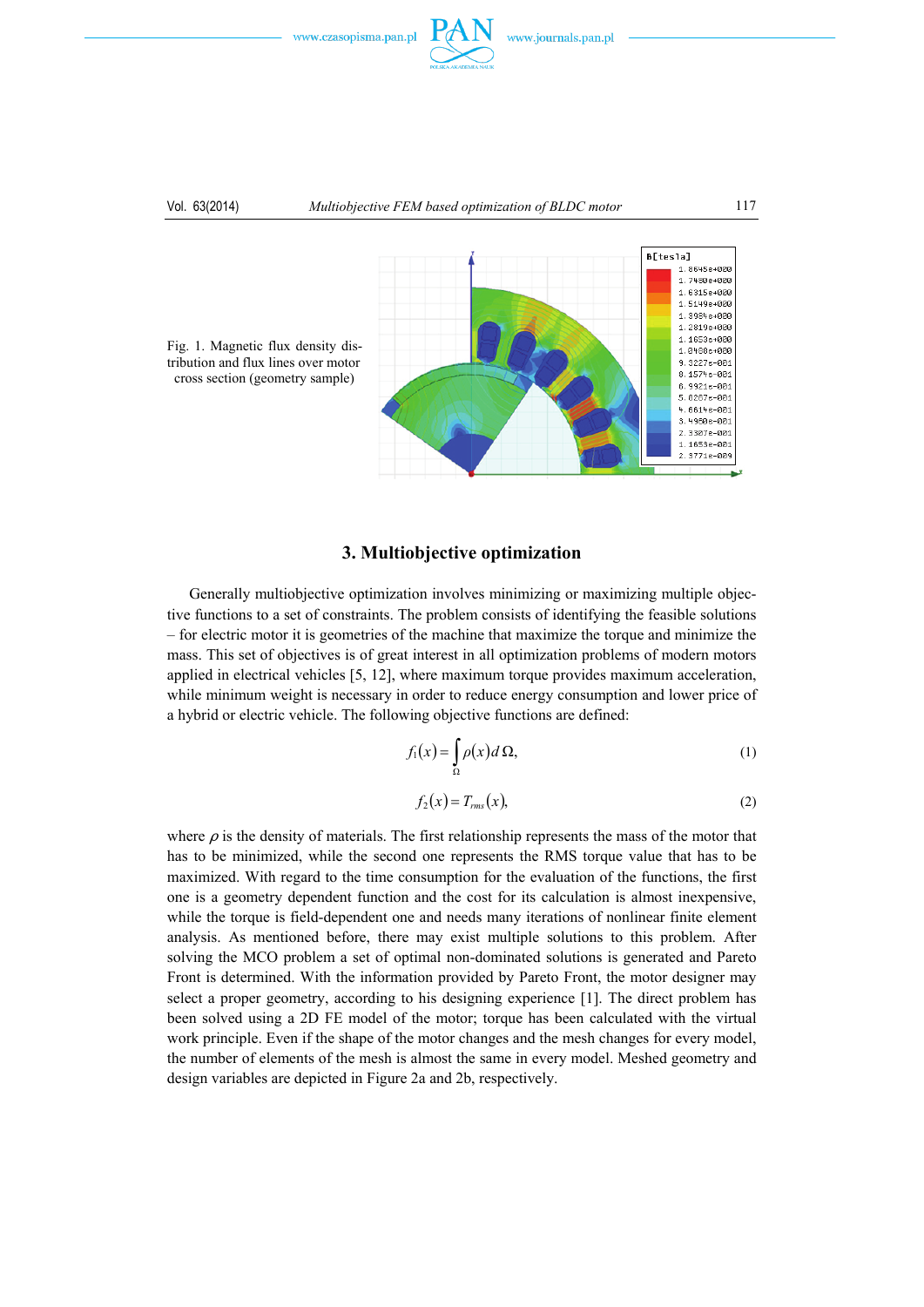Fig. 1. Magnetic flux density distribution and flux lines over motor cross section (geometry sample)

## 3. Multiobjective optimization

Generally multiobjective optimization involves minimizing or maximizing multiple objective functions to a set of constraints. The problem consists of identifying the feasible solutions – for electric motor it is geometries of the machine that maximize the torque and minimize the mass. This set of objectives is of great interest in all optimization problems of modern motors applied in electrical vehicles [5, 12], where maximum torque provides maximum acceleration, while minimum weight is necessary in order to reduce energy consumption and lower price of a hybrid or electric vehicle. The following objective functions are defined:

$$f_1(x) = \int_{\Omega} \rho(x) \, d\Omega, \tag{1}$$

$$f_2(x) = T_{rms}(x), \tag{2}$$

where $\rho$ is the density of materials. The first relationship represents the mass of the motor that has to be minimized, while the second one represents the RMS torque value that has to be maximized. With regard to the time consumption for the evaluation of the functions, the first one is a geometry dependent function and the cost for its calculation is almost inexpensive, while the torque is field-dependent one and needs many iterations of nonlinear finite element analysis. As mentioned before, there may exist multiple solutions to this problem. After solving the MCO problem a set of optimal non-dominated solutions is generated and Pareto Front is determined. With the information provided by Pareto Front, the motor designer may select a proper geometry, according to his designing experience [1]. The direct problem has been solved using a 2D FE model of the motor; torque has been calculated with the virtual work principle. Even if the shape of the motor changes and the mesh changes for every model, the number of elements of the mesh is almost the same in every model. Meshed geometry and design variables are depicted in Figure 2a and 2b, respectively.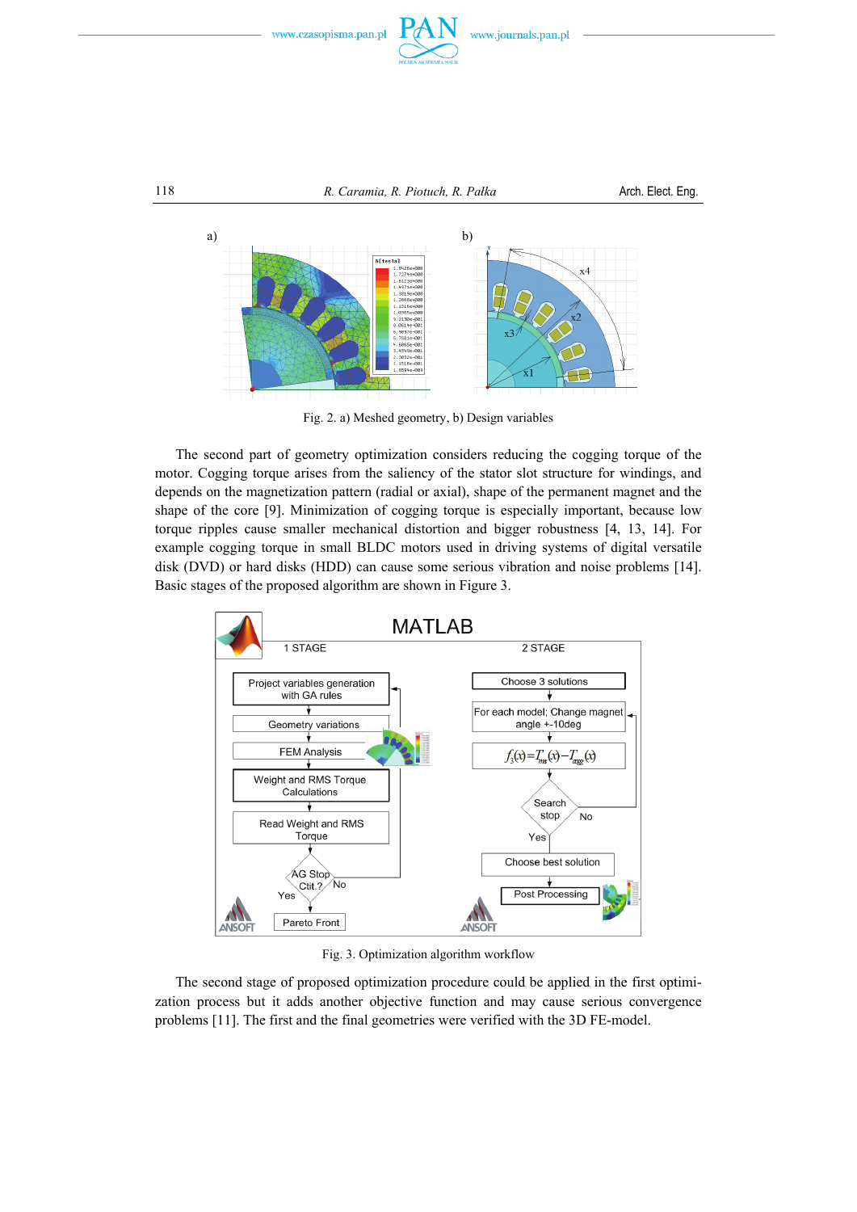Fig. 2. a) Meshed geometry, b) Design variables

The second part of geometry optimization considers reducing the cogging torque of the motor. Cogging torque arises from the saliency of the stator slot structure for windings, and depends on the magnetization pattern (radial or axial), shape of the permanent magnet and the shape of the core [9]. Minimization of cogging torque is especially important, because low torque ripples cause smaller mechanical distortion and bigger robustness [4, 13, 14]. For example cogging torque in small BLDC motors used in driving systems of digital versatile disk (DVD) or hard disks (HDD) can cause some serious vibration and noise problems [14]. Basic stages of the proposed algorithm are shown in Figure 3.

Fig. 3. Optimization algorithm workflow

The second stage of proposed optimization procedure could be applied in the first optimization process but it adds another objective function and may cause serious convergence problems [11]. The first and the final geometries were verified with the 3D FE-model.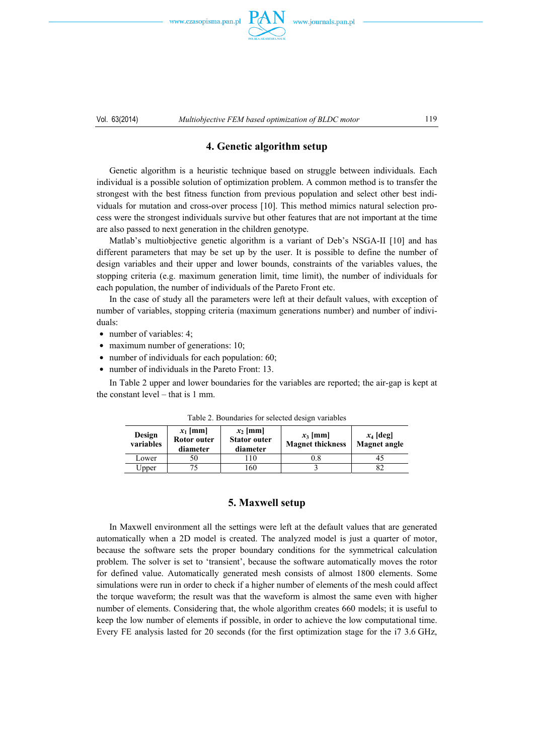## 4. Genetic algorithm setup

Genetic algorithm is a heuristic technique based on struggle between individuals. Each individual is a possible solution of optimization problem. A common method is to transfer the strongest with the best fitness function from previous population and select other best individuals for mutation and cross-over process [10]. This method mimics natural selection process were the strongest individuals survive but other features that are not important at the time are also passed to next generation in the children genotype.

Matlab's multiobjective genetic algorithm is a variant of Deb's NSGA-II [10] and has different parameters that may be set up by the user. It is possible to define the number of design variables and their upper and lower bounds, constraints of the variables values, the stopping criteria (e.g. maximum generation limit, time limit), the number of individuals for each population, the number of individuals of the Pareto Front etc.

In the case of study all the parameters were left at their default values, with exception of number of variables, stopping criteria (maximum generations number) and number of individuals:

- number of variables: 4;
- maximum number of generations: 10;
- number of individuals for each population: 60;
- number of individuals in the Pareto Front: 13.

In Table 2 upper and lower boundaries for the variables are reported; the air-gap is kept at the constant level – that is 1 mm.

Table 2. Boundaries for selected design variables

| Design variables | $x_1$ [mm] Rotor outer diameter | $x_2$ [mm] Stator outer diameter | $x_3$ [mm] Magnet thickness | $x_4$ [deg] Magnet angle |
|---|---|---|---|---|
| Lower | 50 | 110 | 0.8 | 45 |
| Upper | 75 | 160 | 3 | 82 |

## 5. Maxwell setup

In Maxwell environment all the settings were left at the default values that are generated automatically when a 2D model is created. The analyzed model is just a quarter of motor, because the software sets the proper boundary conditions for the symmetrical calculation problem. The solver is set to 'transient', because the software automatically moves the rotor for defined value. Automatically generated mesh consists of almost 1800 elements. Some simulations were run in order to check if a higher number of elements of the mesh could affect the torque waveform; the result was that the waveform is almost the same even with higher number of elements. Considering that, the whole algorithm creates 660 models; it is useful to keep the low number of elements if possible, in order to achieve the low computational time. Every FE analysis lasted for 20 seconds (for the first optimization stage for the i7 3.6 GHz,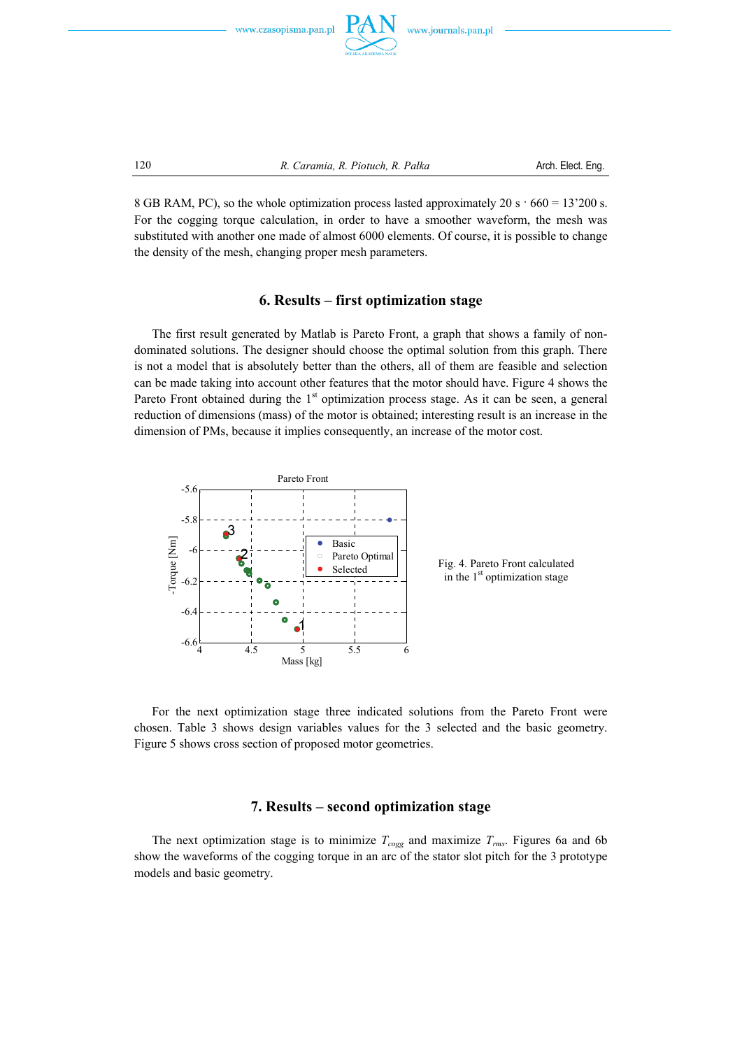8 GB RAM, PC), so the whole optimization process lasted approximately 20 s · 660 = 13'200 s. For the cogging torque calculation, in order to have a smoother waveform, the mesh was substituted with another one made of almost 6000 elements. Of course, it is possible to change the density of the mesh, changing proper mesh parameters.

## 6. Results – first optimization stage

The first result generated by Matlab is Pareto Front, a graph that shows a family of non-dominated solutions. The designer should choose the optimal solution from this graph. There is not a model that is absolutely better than the others, all of them are feasible and selection can be made taking into account other features that the motor should have. Figure 4 shows the Pareto Front obtained during the 1st optimization process stage. As it can be seen, a general reduction of dimensions (mass) of the motor is obtained; interesting result is an increase in the dimension of PMs, because it implies consequently, an increase of the motor cost.

Fig. 4. Pareto Front calculated in the 1st optimization stage

For the next optimization stage three indicated solutions from the Pareto Front were chosen. Table 3 shows design variables values for the 3 selected and the basic geometry. Figure 5 shows cross section of proposed motor geometries.

## 7. Results – second optimization stage

The next optimization stage is to minimize $T_{cogg}$ and maximize $T_{rms}$. Figures 6a and 6b show the waveforms of the cogging torque in an arc of the stator slot pitch for the 3 prototype models and basic geometry.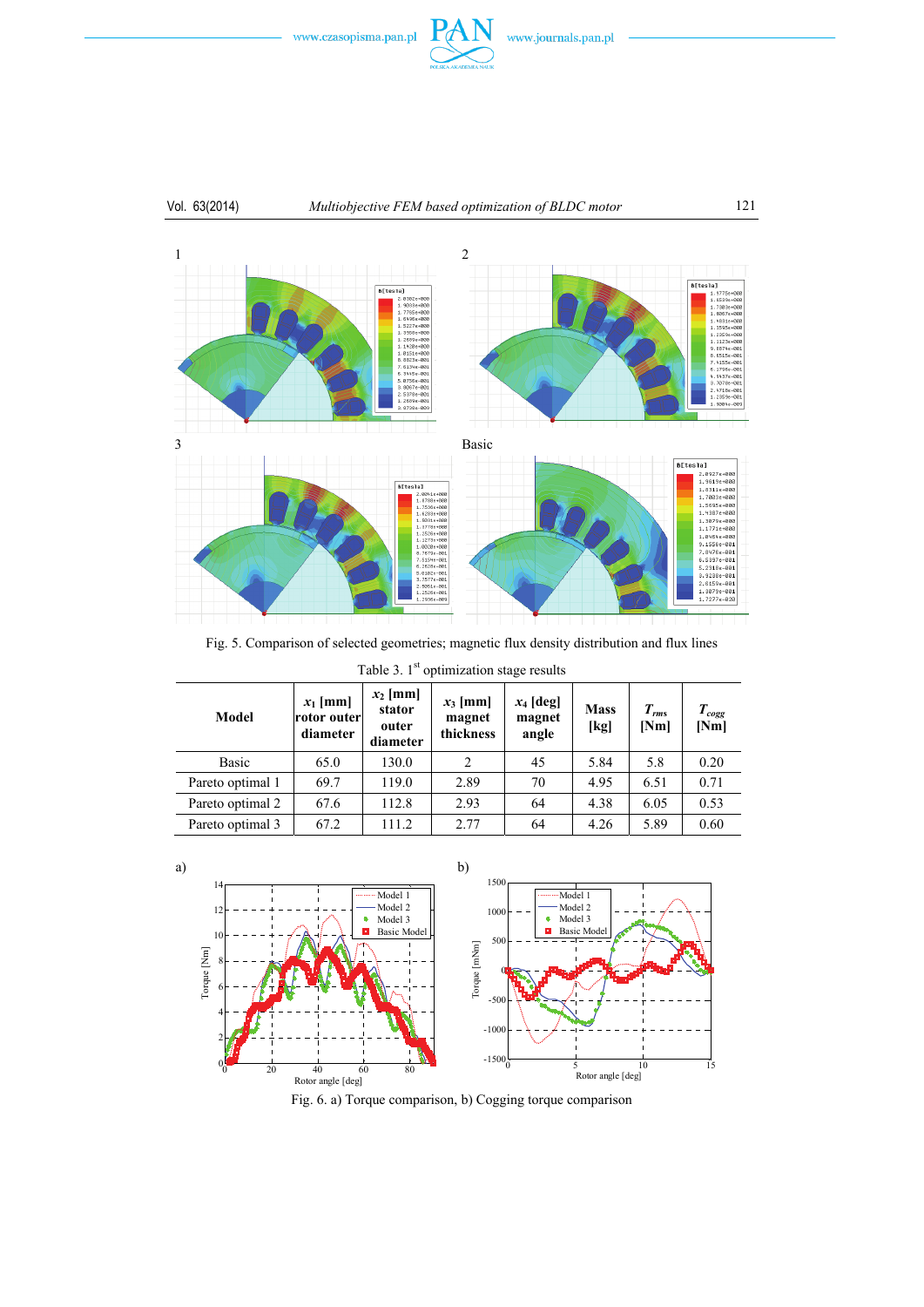Fig. 5. Comparison of selected geometries; magnetic flux density distribution and flux lines

Table 3. 1st optimization stage results

| Model | $x_1$ [mm] rotor outer diameter | $x_2$ [mm] stator outer diameter | $x_3$ [mm] magnet thickness | $x_4$ [deg] magnet angle | Mass [kg] | $T_{rms}$ [Nm] | $T_{cogg}$ [Nm] |
|---|---|---|---|---|---|---|---|
| Basic | 65.0 | 130.0 | 2 | 45 | 5.84 | 5.8 | 0.20 |
| Pareto optimal 1 | 69.7 | 119.0 | 2.89 | 70 | 4.95 | 6.51 | 0.71 |
| Pareto optimal 2 | 67.6 | 112.8 | 2.93 | 64 | 4.38 | 6.05 | 0.53 |
| Pareto optimal 3 | 67.2 | 111.2 | 2.77 | 64 | 4.26 | 5.89 | 0.60 |

Fig. 6. a) Torque comparison, b) Cogging torque comparison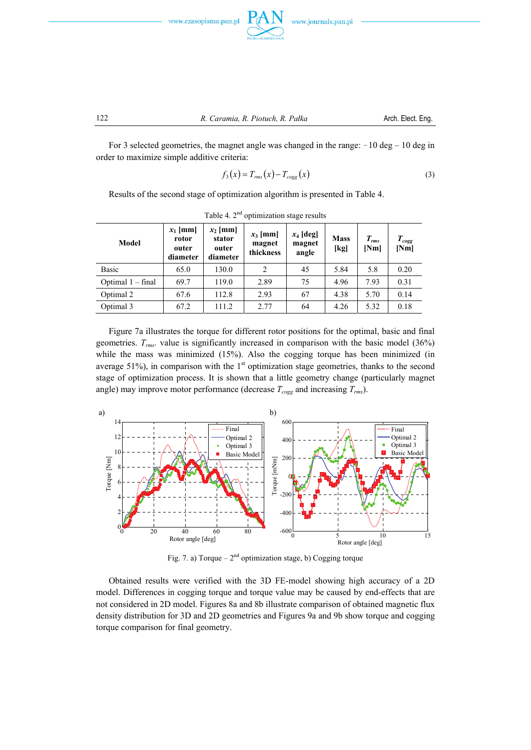For 3 selected geometries, the magnet angle was changed in the range: −10 deg – 10 deg in order to maximize simple additive criteria:

$$f_3(x) = T_{rms}(x) - T_{cogg}(x) \tag{3}$$

Results of the second stage of optimization algorithm is presented in Table 4.

Table 4. 2nd optimization stage results

| Model | $x_1$ [mm] rotor outer diameter | $x_2$ [mm] stator outer diameter | $x_3$ [mm] magnet thickness | $x_4$ [deg] magnet angle | Mass [kg] | $T_{rms}$ [Nm] | $T_{cogg}$ [Nm] |
|---|---|---|---|---|---|---|---|
| Basic | 65.0 | 130.0 | 2 | 45 | 5.84 | 5.8 | 0.20 |
| Optimal 1 – final | 69.7 | 119.0 | 2.89 | 75 | 4.96 | 7.93 | 0.31 |
| Optimal 2 | 67.6 | 112.8 | 2.93 | 67 | 4.38 | 5.70 | 0.14 |
| Optimal 3 | 67.2 | 111.2 | 2.77 | 64 | 4.26 | 5.32 | 0.18 |

Figure 7a illustrates the torque for different rotor positions for the optimal, basic and final geometries. $T_{rms}$. value is significantly increased in comparison with the basic model (36%) while the mass was minimized (15%). Also the cogging torque has been minimized (in average 51%), in comparison with the 1st optimization stage geometries, thanks to the second stage of optimization process. It is shown that a little geometry change (particularly magnet angle) may improve motor performance (decrease $T_{cogg}$ and increasing $T_{rms}$).

Fig. 7. a) Torque – 2nd optimization stage, b) Cogging torque

Obtained results were verified with the 3D FE-model showing high accuracy of a 2D model. Differences in cogging torque and torque value may be caused by end-effects that are not considered in 2D model. Figures 8a and 8b illustrate comparison of obtained magnetic flux density distribution for 3D and 2D geometries and Figures 9a and 9b show torque and cogging torque comparison for final geometry.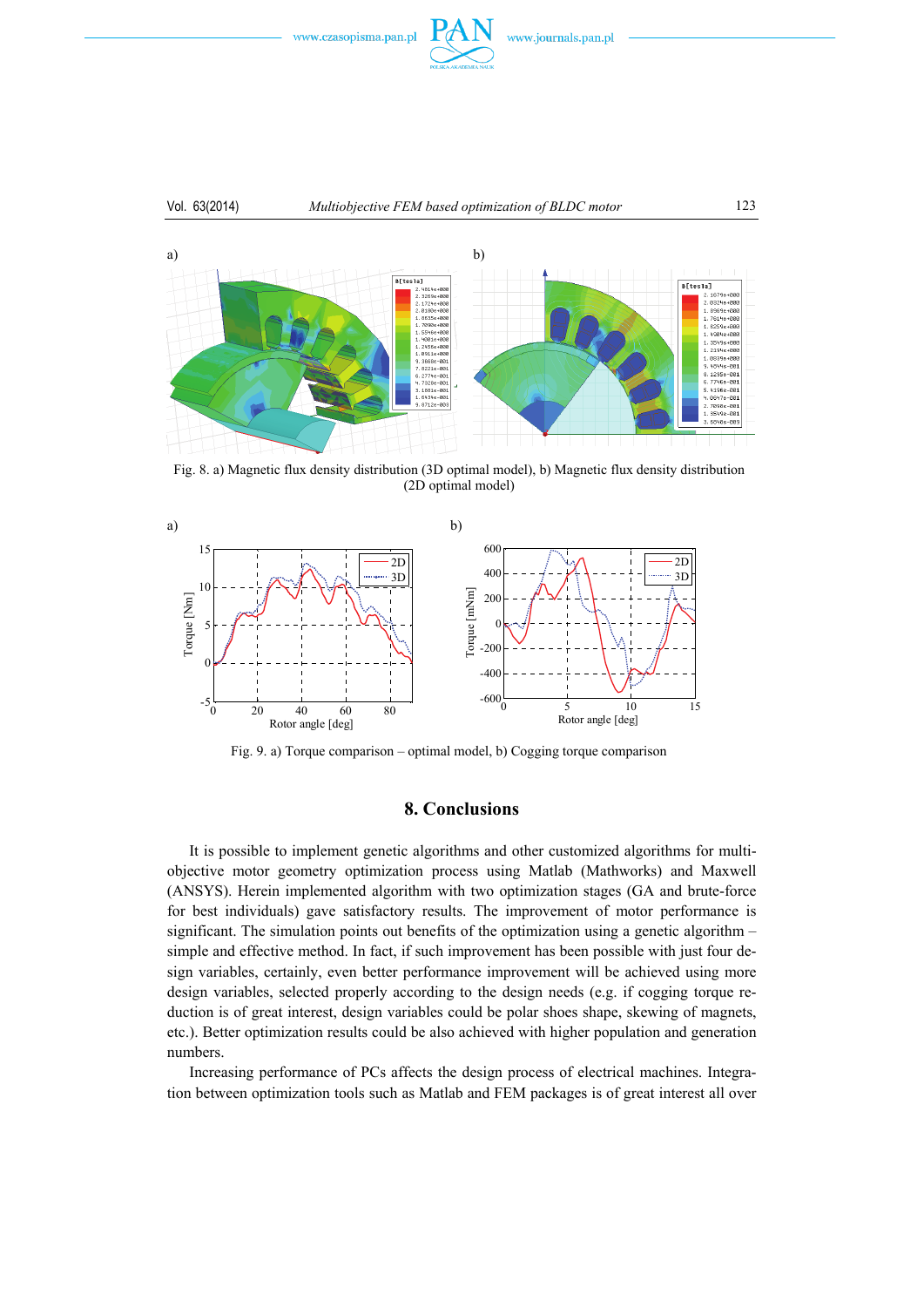a) b)

Fig. 8. a) Magnetic flux density distribution (3D optimal model), b) Magnetic flux density distribution (2D optimal model)

a) b)

Fig. 9. a) Torque comparison – optimal model, b) Cogging torque comparison

## 8. Conclusions

It is possible to implement genetic algorithms and other customized algorithms for multi-objective motor geometry optimization process using Matlab (Mathworks) and Maxwell (ANSYS). Herein implemented algorithm with two optimization stages (GA and brute-force for best individuals) gave satisfactory results. The improvement of motor performance is significant. The simulation points out benefits of the optimization using a genetic algorithm – simple and effective method. In fact, if such improvement has been possible with just four design variables, certainly, even better performance improvement will be achieved using more design variables, selected properly according to the design needs (e.g. if cogging torque reduction is of great interest, design variables could be polar shoes shape, skewing of magnets, etc.). Better optimization results could be also achieved with higher population and generation numbers.

Increasing performance of PCs affects the design process of electrical machines. Integration between optimization tools such as Matlab and FEM packages is of great interest all over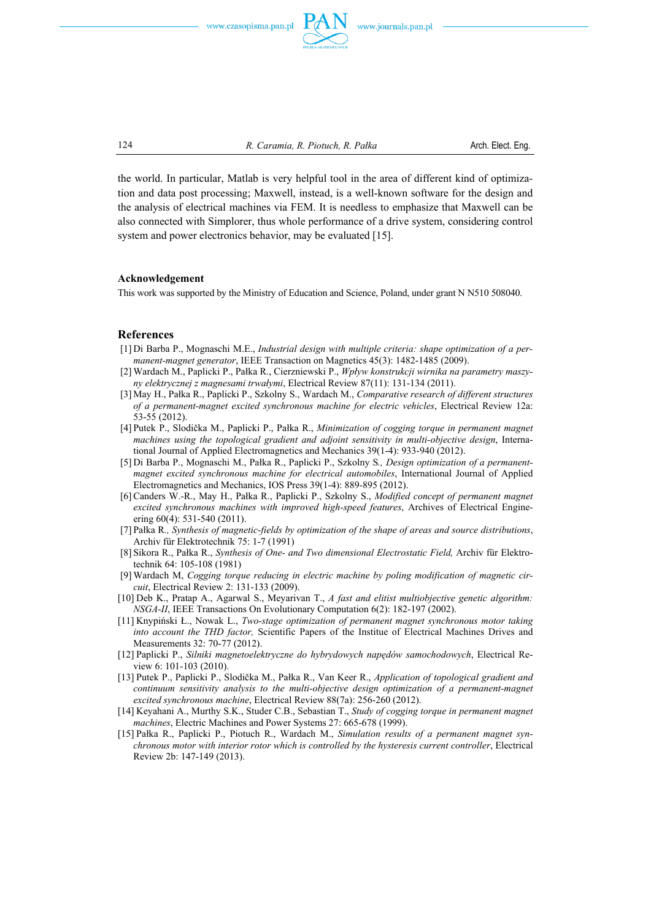the world. In particular, Matlab is very helpful tool in the area of different kind of optimization and data post processing; Maxwell, instead, is a well-known software for the design and the analysis of electrical machines via FEM. It is needless to emphasize that Maxwell can be also connected with Simplorer, thus whole performance of a drive system, considering control system and power electronics behavior, may be evaluated [15].

### Acknowledgement

This work was supported by the Ministry of Education and Science, Poland, under grant N N510 508040.

## References

[1] Di Barba P., Mognaschi M.E., *Industrial design with multiple criteria: shape optimization of a permanent-magnet generator*, IEEE Transaction on Magnetics 45(3): 1482-1485 (2009).

[2] Wardach M., Paplicki P., Pałka R., Cierzniewski P., *Wpływ konstrukcji wirnika na parametry maszyny elektrycznej z magnesami trwałymi*, Electrical Review 87(11): 131-134 (2011).

[3] May H., Pałka R., Paplicki P., Szkolny S., Wardach M., *Comparative research of different structures of a permanent-magnet excited synchronous machine for electric vehicles*, Electrical Review 12a: 53-55 (2012).

[4] Putek P., Slodička M., Paplicki P., Pałka R., *Minimization of cogging torque in permanent magnet machines using the topological gradient and adjoint sensitivity in multi-objective design*, International Journal of Applied Electromagnetics and Mechanics 39(1-4): 933-940 (2012).

[5] Di Barba P., Mognaschi M., Pałka R., Paplicki P., Szkolny S., *Design optimization of a permanent-magnet excited synchronous machine for electrical automobiles*, International Journal of Applied Electromagnetics and Mechanics, IOS Press 39(1-4): 889-895 (2012).

[6] Canders W.-R., May H., Pałka R., Paplicki P., Szkolny S., *Modified concept of permanent magnet excited synchronous machines with improved high-speed features*, Archives of Electrical Engineering 60(4): 531-540 (2011).

[7] Pałka R., *Synthesis of magnetic-fields by optimization of the shape of areas and source distributions*, Archiv für Elektrotechnik 75: 1-7 (1991)

[8] Sikora R., Pałka R., *Synthesis of One- and Two dimensional Electrostatic Field,* Archiv für Elektrotechnik 64: 105-108 (1981)

[9] Wardach M, *Cogging torque reducing in electric machine by poling modification of magnetic circuit*, Electrical Review 2: 131-133 (2009).

[10] Deb K., Pratap A., Agarwal S., Meyarivan T., *A fast and elitist multiobjective genetic algorithm: NSGA-II*, IEEE Transactions On Evolutionary Computation 6(2): 182-197 (2002).

[11] Knypiński Ł., Nowak L., *Two-stage optimization of permanent magnet synchronous motor taking into account the THD factor,* Scientific Papers of the Institue of Electrical Machines Drives and Measurements 32: 70-77 (2012).

[12] Paplicki P., *Silniki magnetoelektryczne do hybrydowych napędów samochodowych*, Electrical Review 6: 101-103 (2010).

[13] Putek P., Paplicki P., Slodička M., Pałka R., Van Keer R., *Application of topological gradient and continuum sensitivity analysis to the multi-objective design optimization of a permanent-magnet excited synchronous machine*, Electrical Review 88(7a): 256-260 (2012).

[14] Keyahani A., Murthy S.K., Studer C.B., Sebastian T., *Study of cogging torque in permanent magnet machines*, Electric Machines and Power Systems 27: 665-678 (1999).

[15] Pałka R., Paplicki P., Piotuch R., Wardach M., *Simulation results of a permanent magnet synchronous motor with interior rotor which is controlled by the hysteresis current controller*, Electrical Review 2b: 147-149 (2013).